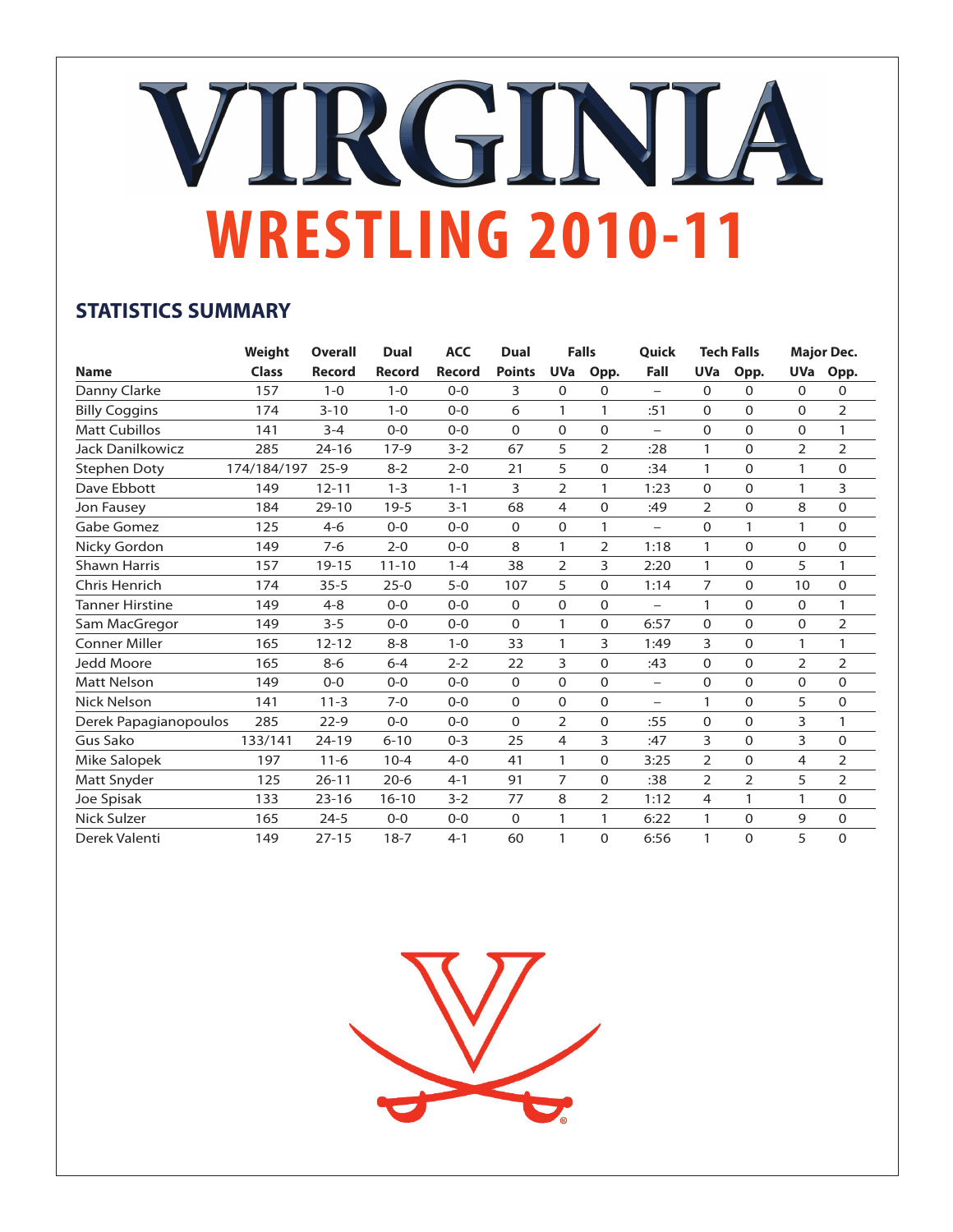# VIRGINIA

# WRESTLING 2010-11

## STATISTICS SUMMARY

| Name | Weight Class | Overall Record | Dual Record | ACC Record | Dual Points | Falls UVa | Falls Opp. | Quick Fall | Tech Falls UVa | Tech Falls Opp. | Major Dec. UVa | Major Dec. Opp. |
|---|---|---|---|---|---|---|---|---|---|---|---|---|
| Danny Clarke | 157 | 1-0 | 1-0 | 0-0 | 3 | 0 | 0 | – | 0 | 0 | 0 | 0 |
| Billy Coggins | 174 | 3-10 | 1-0 | 0-0 | 6 | 1 | 1 | :51 | 0 | 0 | 0 | 2 |
| Matt Cubillos | 141 | 3-4 | 0-0 | 0-0 | 0 | 0 | 0 | – | 0 | 0 | 0 | 1 |
| Jack Danilkowicz | 285 | 24-16 | 17-9 | 3-2 | 67 | 5 | 2 | :28 | 1 | 0 | 2 | 2 |
| Stephen Doty | 174/184/197 | 25-9 | 8-2 | 2-0 | 21 | 5 | 0 | :34 | 1 | 0 | 1 | 0 |
| Dave Ebbott | 149 | 12-11 | 1-3 | 1-1 | 3 | 2 | 1 | 1:23 | 0 | 0 | 1 | 3 |
| Jon Fausey | 184 | 29-10 | 19-5 | 3-1 | 68 | 4 | 0 | :49 | 2 | 0 | 8 | 0 |
| Gabe Gomez | 125 | 4-6 | 0-0 | 0-0 | 0 | 0 | 1 | – | 0 | 1 | 1 | 0 |
| Nicky Gordon | 149 | 7-6 | 2-0 | 0-0 | 8 | 1 | 2 | 1:18 | 1 | 0 | 0 | 0 |
| Shawn Harris | 157 | 19-15 | 11-10 | 1-4 | 38 | 2 | 3 | 2:20 | 1 | 0 | 5 | 1 |
| Chris Henrich | 174 | 35-5 | 25-0 | 5-0 | 107 | 5 | 0 | 1:14 | 7 | 0 | 10 | 0 |
| Tanner Hirstine | 149 | 4-8 | 0-0 | 0-0 | 0 | 0 | 0 | – | 1 | 0 | 0 | 1 |
| Sam MacGregor | 149 | 3-5 | 0-0 | 0-0 | 0 | 1 | 0 | 6:57 | 0 | 0 | 0 | 2 |
| Conner Miller | 165 | 12-12 | 8-8 | 1-0 | 33 | 1 | 3 | 1:49 | 3 | 0 | 1 | 1 |
| Jedd Moore | 165 | 8-6 | 6-4 | 2-2 | 22 | 3 | 0 | :43 | 0 | 0 | 2 | 2 |
| Matt Nelson | 149 | 0-0 | 0-0 | 0-0 | 0 | 0 | 0 | – | 0 | 0 | 0 | 0 |
| Nick Nelson | 141 | 11-3 | 7-0 | 0-0 | 0 | 0 | 0 | – | 1 | 0 | 5 | 0 |
| Derek Papagianopoulos | 285 | 22-9 | 0-0 | 0-0 | 0 | 2 | 0 | :55 | 0 | 0 | 3 | 1 |
| Gus Sako | 133/141 | 24-19 | 6-10 | 0-3 | 25 | 4 | 3 | :47 | 3 | 0 | 3 | 0 |
| Mike Salopek | 197 | 11-6 | 10-4 | 4-0 | 41 | 1 | 0 | 3:25 | 2 | 0 | 4 | 2 |
| Matt Snyder | 125 | 26-11 | 20-6 | 4-1 | 91 | 7 | 0 | :38 | 2 | 2 | 5 | 2 |
| Joe Spisak | 133 | 23-16 | 16-10 | 3-2 | 77 | 8 | 2 | 1:12 | 4 | 1 | 1 | 0 |
| Nick Sulzer | 165 | 24-5 | 0-0 | 0-0 | 0 | 1 | 1 | 6:22 | 1 | 0 | 9 | 0 |
| Derek Valenti | 149 | 27-15 | 18-7 | 4-1 | 60 | 1 | 0 | 6:56 | 1 | 0 | 5 | 0 |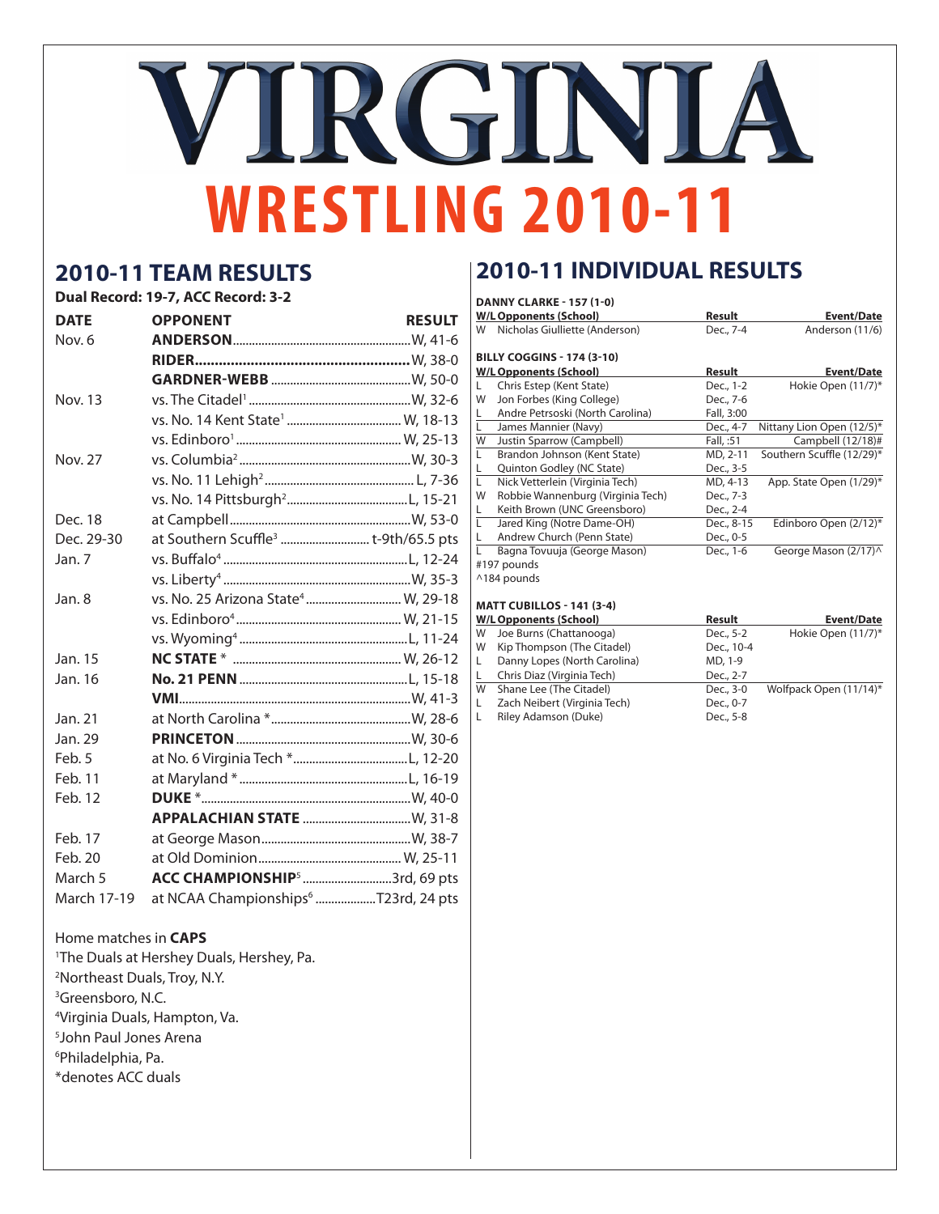# VIRGINIA

# WRESTLING 2010-11

## 2010-11 TEAM RESULTS

**Dual Record: 19-7, ACC Record: 3-2**

| DATE | OPPONENT | RESULT |
|---|---|---|
| Nov. 6 | **ANDERSON** | W, 41-6 |
| | **RIDER** | W, 38-0 |
| | **GARDNER-WEBB** | W, 50-0 |
| Nov. 13 | vs. The Citadel[1] | W, 32-6 |
| | vs. No. 14 Kent State[1] | W, 18-13 |
| | vs. Edinboro[1] | W, 25-13 |
| Nov. 27 | vs. Columbia[2] | W, 30-3 |
| | vs. No. 11 Lehigh[2] | L, 7-36 |
| | vs. No. 14 Pittsburgh[2] | L, 15-21 |
| Dec. 18 | at Campbell | W, 53-0 |
| Dec. 29-30 | at Southern Scuffle[3] | t-9th/65.5 pts |
| Jan. 7 | vs. Buffalo[4] | L, 12-24 |
| | vs. Liberty[4] | W, 35-3 |
| Jan. 8 | vs. No. 25 Arizona State[4] | W, 29-18 |
| | vs. Edinboro[4] | W, 21-15 |
| | vs. Wyoming[4] | L, 11-24 |
| Jan. 15 | **NC STATE** * | W, 26-12 |
| Jan. 16 | **No. 21 PENN** | L, 15-18 |
| | **VMI** | W, 41-3 |
| Jan. 21 | at North Carolina * | W, 28-6 |
| Jan. 29 | **PRINCETON** | W, 30-6 |
| Feb. 5 | at No. 6 Virginia Tech * | L, 12-20 |
| Feb. 11 | at Maryland * | L, 16-19 |
| Feb. 12 | **DUKE** * | W, 40-0 |
| | **APPALACHIAN STATE** | W, 31-8 |
| Feb. 17 | at George Mason | W, 38-7 |
| Feb. 20 | at Old Dominion | W, 25-11 |
| March 5 | **ACC CHAMPIONSHIP**[5] | 3rd, 69 pts |
| March 17-19 | at NCAA Championships[6] | T23rd, 24 pts |

Home matches in **CAPS**

[1]The Duals at Hershey Duals, Hershey, Pa.
[2]Northeast Duals, Troy, N.Y.
[3]Greensboro, N.C.
[4]Virginia Duals, Hampton, Va.
[5]John Paul Jones Arena
[6]Philadelphia, Pa.
*denotes ACC duals

## 2010-11 INDIVIDUAL RESULTS

**DANNY CLARKE - 157 (1-0)**

| W/L | Opponents (School) | Result | Event/Date |
|---|---|---|---|
| W | Nicholas Giulliette (Anderson) | Dec., 7-4 | Anderson (11/6) |

**BILLY COGGINS - 174 (3-10)**

| W/L | Opponents (School) | Result | Event/Date |
|---|---|---|---|
| L | Chris Estep (Kent State) | Dec., 1-2 | Hokie Open (11/7)* |
| W | Jon Forbes (King College) | Dec., 7-6 | |
| L | Andre Petrsoski (North Carolina) | Fall, 3:00 | |
| L | James Mannier (Navy) | Dec., 4-7 | Nittany Lion Open (12/5)* |
| W | Justin Sparrow (Campbell) | Fall, :51 | Campbell (12/18)# |
| L | Brandon Johnson (Kent State) | MD, 2-11 | Southern Scuffle (12/29)* |
| L | Quinton Godley (NC State) | Dec., 3-5 | |
| L | Nick Vetterlein (Virginia Tech) | MD, 4-13 | App. State Open (1/29)* |
| W | Robbie Wannenburg (Virginia Tech) | Dec., 7-3 | |
| L | Keith Brown (UNC Greensboro) | Dec., 2-4 | |
| L | Jared King (Notre Dame-OH) | Dec., 8-15 | Edinboro Open (2/12)* |
| L | Andrew Church (Penn State) | Dec., 0-5 | |
| L | Bagna Tovuuja (George Mason) | Dec., 1-6 | George Mason (2/17)^ |

#197 pounds
^184 pounds

**MATT CUBILLOS - 141 (3-4)**

| W/L | Opponents (School) | Result | Event/Date |
|---|---|---|---|
| W | Joe Burns (Chattanooga) | Dec., 5-2 | Hokie Open (11/7)* |
| W | Kip Thompson (The Citadel) | Dec., 10-4 | |
| L | Danny Lopes (North Carolina) | MD, 1-9 | |
| L | Chris Diaz (Virginia Tech) | Dec., 2-7 | |
| W | Shane Lee (The Citadel) | Dec., 3-0 | Wolfpack Open (11/14)* |
| L | Zach Neibert (Virginia Tech) | Dec., 0-7 | |
| L | Riley Adamson (Duke) | Dec., 5-8 | |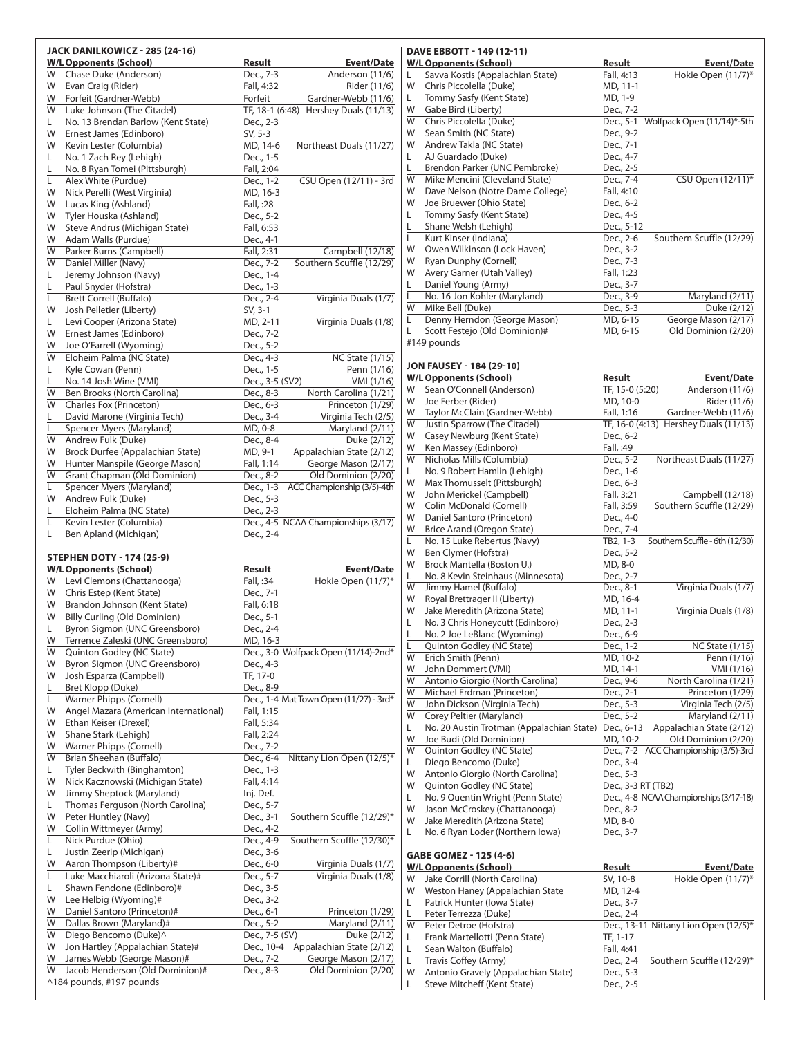### JACK DANILKOWICZ - 285 (24-16)

| W/L | Opponents (School) | Result | Event/Date |
|---|---|---|---|
| W | Chase Duke (Anderson) | Dec., 7-3 | Anderson (11/6) |
| W | Evan Craig (Rider) | Fall, 4:32 | Rider (11/6) |
| W | Forfeit (Gardner-Webb) | Forfeit | Gardner-Webb (11/6) |
| W | Luke Johnson (The Citadel) | TF, 18-1 (6:48) | Hershey Duals (11/13) |
| L | No. 13 Brendan Barlow (Kent State) | Dec., 2-3 | |
| W | Ernest James (Edinboro) | SV, 5-3 | |
| W | Kevin Lester (Columbia) | MD, 14-6 | Northeast Duals (11/27) |
| L | No. 1 Zach Rey (Lehigh) | Dec., 1-5 | |
| L | No. 8 Ryan Tomei (Pittsburgh) | Fall, 2:04 | |
| L | Alex White (Purdue) | Dec., 1-2 | CSU Open (12/11) - 3rd |
| W | Nick Perelli (West Virginia) | MD, 16-3 | |
| W | Lucas King (Ashland) | Fall, :28 | |
| W | Tyler Houska (Ashland) | Dec., 5-2 | |
| W | Steve Andrus (Michigan State) | Fall, 6:53 | |
| W | Adam Walls (Purdue) | Dec., 4-1 | |
| W | Parker Burns (Campbell) | Fall, 2:31 | Campbell (12/18) |
| W | Daniel Miller (Navy) | Dec., 7-2 | Southern Scuffle (12/29) |
| L | Jeremy Johnson (Navy) | Dec., 1-4 | |
| L | Paul Snyder (Hofstra) | Dec., 1-3 | |
| L | Brett Correll (Buffalo) | Dec., 2-4 | Virginia Duals (1/7) |
| W | Josh Pelletier (Liberty) | SV, 3-1 | |
| L | Levi Cooper (Arizona State) | MD, 2-11 | Virginia Duals (1/8) |
| W | Ernest James (Edinboro) | Dec., 7-2 | |
| W | Joe O'Farrell (Wyoming) | Dec., 5-2 | |
| W | Eloheim Palma (NC State) | Dec., 4-3 | NC State (1/15) |
| L | Kyle Cowan (Penn) | Dec., 1-5 | Penn (1/16) |
| L | No. 14 Josh Wine (VMI) | Dec., 3-5 (SV2) | VMI (1/16) |
| W | Ben Brooks (North Carolina) | Dec., 8-3 | North Carolina (1/21) |
| W | Charles Fox (Princeton) | Dec., 6-3 | Princeton (1/29) |
| L | David Marone (Virginia Tech) | Dec., 3-4 | Virginia Tech (2/5) |
| L | Spencer Myers (Maryland) | MD, 0-8 | Maryland (2/11) |
| W | Andrew Fulk (Duke) | Dec., 8-4 | Duke (2/12) |
| W | Brock Durfee (Appalachian State) | MD, 9-1 | Appalachian State (2/12) |
| W | Hunter Manspile (George Mason) | Fall, 1:14 | George Mason (2/17) |
| W | Grant Chapman (Old Dominion) | Dec., 8-2 | Old Dominion (2/20) |
| L | Spencer Myers (Maryland) | Dec., 1-3 | ACC Championship (3/5)-4th |
| W | Andrew Fulk (Duke) | Dec., 5-3 | |
| L | Eloheim Palma (NC State) | Dec., 2-3 | |
| L | Kevin Lester (Columbia) | Dec., 4-5 | NCAA Championships (3/17) |
| L | Ben Apland (Michigan) | Dec., 2-4 | |

### STEPHEN DOTY - 174 (25-9)

| W/L | Opponents (School) | Result | Event/Date |
|---|---|---|---|
| W | Levi Clemons (Chattanooga) | Fall, :34 | Hokie Open (11/7)* |
| W | Chris Estep (Kent State) | Dec., 7-1 | |
| W | Brandon Johnson (Kent State) | Fall, 6:18 | |
| W | Billy Curling (Old Dominion) | Dec., 5-1 | |
| L | Byron Sigmon (UNC Greensboro) | Dec., 2-4 | |
| W | Terrence Zaleski (UNC Greensboro) | MD, 16-3 | |
| W | Quinton Godley (NC State) | Dec., 3-0 | Wolfpack Open (11/14)-2nd* |
| W | Byron Sigmon (UNC Greensboro) | Dec., 4-3 | |
| W | Josh Esparza (Campbell) | TF, 17-0 | |
| L | Bret Klopp (Duke) | Dec., 8-9 | |
| L | Warner Phipps (Cornell) | Dec., 1-4 | Mat Town Open (11/27) - 3rd* |
| W | Angel Mazara (American International) | Fall, 1:15 | |
| W | Ethan Keiser (Drexel) | Fall, 5:34 | |
| W | Shane Stark (Lehigh) | Fall, 2:24 | |
| W | Warner Phipps (Cornell) | Dec., 7-2 | |
| W | Brian Sheehan (Buffalo) | Dec., 6-4 | Nittany Lion Open (12/5)* |
| L | Tyler Beckwith (Binghamton) | Dec., 1-3 | |
| W | Nick Kacznowski (Michigan State) | Fall, 4:14 | |
| W | Jimmy Sheptock (Maryland) | Inj. Def. | |
| L | Thomas Ferguson (North Carolina) | Dec., 5-7 | |
| W | Peter Huntley (Navy) | Dec., 3-1 | Southern Scuffle (12/29)* |
| W | Collin Wittmeyer (Army) | Dec., 4-2 | |
| L | Nick Purdue (Ohio) | Dec., 4-9 | Southern Scuffle (12/30)* |
| L | Justin Zeerip (Michigan) | Dec., 3-6 | |
| W | Aaron Thompson (Liberty)# | Dec., 6-0 | Virginia Duals (1/7) |
| L | Luke Macchiaroli (Arizona State)# | Dec., 5-7 | Virginia Duals (1/8) |
| L | Shawn Fendone (Edinboro)# | Dec., 3-5 | |
| W | Lee Helbig (Wyoming)# | Dec., 3-2 | |
| W | Daniel Santoro (Princeton)# | Dec., 6-1 | Princeton (1/29) |
| W | Dallas Brown (Maryland)# | Dec., 5-2 | Maryland (2/11) |
| W | Diego Bencomo (Duke)^ | Dec., 7-5 (SV) | Duke (2/12) |
| W | Jon Hartley (Appalachian State)# | Dec., 10-4 | Appalachian State (2/12) |
| W | James Webb (George Mason)# | Dec., 7-2 | George Mason (2/17) |
| W | Jacob Henderson (Old Dominion)# | Dec., 8-3 | Old Dominion (2/20) |

^184 pounds, #197 pounds

### DAVE EBBOTT - 149 (12-11)

| W/L | Opponents (School) | Result | Event/Date |
|---|---|---|---|
| L | Savva Kostis (Appalachian State) | Fall, 4:13 | Hokie Open (11/7)* |
| W | Chris Piccolella (Duke) | MD, 11-1 | |
| L | Tommy Sasfy (Kent State) | MD, 1-9 | |
| W | Gabe Bird (Liberty) | Dec., 7-2 | |
| W | Chris Piccolella (Duke) | Dec., 5-1 | Wolfpack Open (11/14)*-5th |
| W | Sean Smith (NC State) | Dec., 9-2 | |
| W | Andrew Takla (NC State) | Dec., 7-1 | |
| L | AJ Guardado (Duke) | Dec., 4-7 | |
| L | Brendon Parker (UNC Pembroke) | Dec., 2-5 | |
| W | Mike Mencini (Cleveland State) | Dec., 7-4 | CSU Open (12/11)* |
| W | Dave Nelson (Notre Dame College) | Fall, 4:10 | |
| W | Joe Bruewer (Ohio State) | Dec., 6-2 | |
| L | Tommy Sasfy (Kent State) | Dec., 4-5 | |
| L | Shane Welsh (Lehigh) | Dec., 5-12 | |
| L | Kurt Kinser (Indiana) | Dec., 2-6 | Southern Scuffle (12/29) |
| W | Owen Wilkinson (Lock Haven) | Dec., 3-2 | |
| W | Ryan Dunphy (Cornell) | Dec., 7-3 | |
| W | Avery Garner (Utah Valley) | Fall, 1:23 | |
| L | Daniel Young (Army) | Dec., 3-7 | |
| L | No. 16 Jon Kohler (Maryland) | Dec., 3-9 | Maryland (2/11) |
| W | Mike Bell (Duke) | Dec., 5-3 | Duke (2/12) |
| L | Denny Herndon (George Mason) | MD, 6-15 | George Mason (2/17) |
| L | Scott Festejo (Old Dominion)# | MD, 6-15 | Old Dominion (2/20) |

#149 pounds

### JON FAUSEY - 184 (29-10)

| W/L | Opponents (School) | Result | Event/Date |
|---|---|---|---|
| W | Sean O'Connell (Anderson) | TF, 15-0 (5:20) | Anderson (11/6) |
| W | Joe Ferber (Rider) | MD, 10-0 | Rider (11/6) |
| W | Taylor McClain (Gardner-Webb) | Fall, 1:16 | Gardner-Webb (11/6) |
| W | Justin Sparrow (The Citadel) | TF, 16-0 (4:13) | Hershey Duals (11/13) |
| W | Casey Newburg (Kent State) | Dec., 6-2 | |
| W | Ken Massey (Edinboro) | Fall, :49 | |
| W | Nicholas Mills (Columbia) | Dec., 5-2 | Northeast Duals (11/27) |
| L | No. 9 Robert Hamlin (Lehigh) | Dec., 1-6 | |
| W | Max Thomusselt (Pittsburgh) | Dec., 6-3 | |
| W | John Merickel (Campbell) | Fall, 3:21 | Campbell (12/18) |
| W | Colin McDonald (Cornell) | Fall, 3:59 | Southern Scuffle (12/29) |
| W | Daniel Santoro (Princeton) | Dec., 4-0 | |
| W | Brice Arand (Oregon State) | Dec., 7-4 | |
| L | No. 15 Luke Rebertus (Navy) | TB2, 1-3 | Southern Scuffle - 6th (12/30) |
| W | Ben Clymer (Hofstra) | Dec., 5-2 | |
| W | Brock Mantella (Boston U.) | MD, 8-0 | |
| L | No. 8 Kevin Steinhaus (Minnesota) | Dec., 2-7 | |
| W | Jimmy Hamel (Buffalo) | Dec., 8-1 | Virginia Duals (1/7) |
| W | Royal Brettrager II (Liberty) | MD, 16-4 | |
| W | Jake Meredith (Arizona State) | MD, 11-1 | Virginia Duals (1/8) |
| L | No. 3 Chris Honeycutt (Edinboro) | Dec., 2-3 | |
| L | No. 2 Joe LeBlanc (Wyoming) | Dec., 6-9 | |
| L | Quinton Godley (NC State) | Dec., 1-2 | NC State (1/15) |
| W | Erich Smith (Penn) | MD, 10-2 | Penn (1/16) |
| W | John Dommert (VMI) | MD, 14-1 | VMI (1/16) |
| W | Antonio Giorgio (North Carolina) | Dec., 9-6 | North Carolina (1/21) |
| W | Michael Erdman (Princeton) | Dec., 2-1 | Princeton (1/29) |
| W | John Dickson (Virginia Tech) | Dec., 5-3 | Virginia Tech (2/5) |
| W | Corey Peltier (Maryland) | Dec., 5-2 | Maryland (2/11) |
| L | No. 20 Austin Trotman (Appalachian State) | Dec., 6-13 | Appalachian State (2/12) |
| W | Joe Budi (Old Dominion) | MD, 10-2 | Old Dominion (2/20) |
| W | Quinton Godley (NC State) | Dec., 7-2 | ACC Championship (3/5)-3rd |
| L | Diego Bencomo (Duke) | Dec., 3-4 | |
| W | Antonio Giorgio (North Carolina) | Dec., 5-3 | |
| W | Quinton Godley (NC State) | Dec., 3-3 RT (TB2) | |
| L | No. 9 Quentin Wright (Penn State) | Dec., 4-8 | NCAA Championships (3/17-18) |
| W | Jason McCroskey (Chattanooga) | Dec., 8-2 | |
| W | Jake Meredith (Arizona State) | MD, 8-0 | |
| L | No. 6 Ryan Loder (Northern Iowa) | Dec., 3-7 | |

### GABE GOMEZ - 125 (4-6)

| W/L | Opponents (School) | Result | Event/Date |
|---|---|---|---|
| W | Jake Corrill (North Carolina) | SV, 10-8 | Hokie Open (11/7)* |
| W | Weston Haney (Appalachian State | MD, 12-4 | |
| L | Patrick Hunter (Iowa State) | Dec., 3-7 | |
| L | Peter Terrezza (Duke) | Dec., 2-4 | |
| W | Peter Detroe (Hofstra) | Dec., 13-11 | Nittany Lion Open (12/5)* |
| L | Frank Martellotti (Penn State) | TF, 1-17 | |
| L | Sean Walton (Buffalo) | Fall, 4:41 | |
| L | Travis Coffey (Army) | Dec., 2-4 | Southern Scuffle (12/29)* |
| W | Antonio Gravely (Appalachian State) | Dec., 5-3 | |
| L | Steve Mitcheff (Kent State) | Dec., 2-5 | |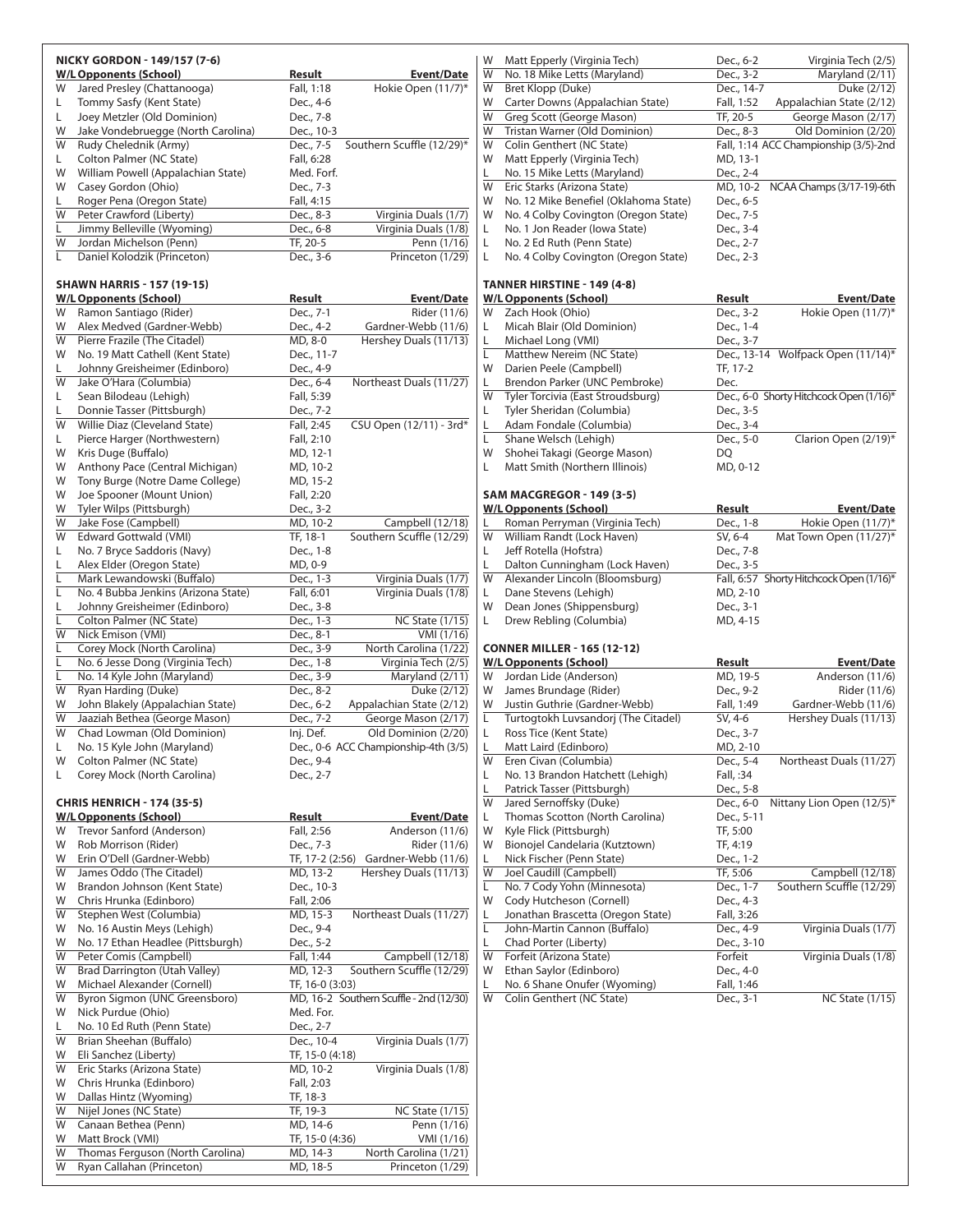### NICKY GORDON - 149/157 (7-6)

| W/L | Opponents (School) | Result | Event/Date |
|---|---|---|---|
| W | Jared Presley (Chattanooga) | Fall, 1:18 | Hokie Open (11/7)* |
| L | Tommy Sasfy (Kent State) | Dec., 4-6 | |
| L | Joey Metzler (Old Dominion) | Dec., 7-8 | |
| W | Jake Vondebruegge (North Carolina) | Dec., 10-3 | |
| W | Rudy Chelednik (Army) | Dec., 7-5 | Southern Scuffle (12/29)* |
| L | Colton Palmer (NC State) | Fall, 6:28 | |
| W | William Powell (Appalachian State) | Med. Forf. | |
| W | Casey Gordon (Ohio) | Dec., 7-3 | |
| L | Roger Pena (Oregon State) | Fall, 4:15 | |
| W | Peter Crawford (Liberty) | Dec., 8-3 | Virginia Duals (1/7) |
| L | Jimmy Belleville (Wyoming) | Dec., 6-8 | Virginia Duals (1/8) |
| W | Jordan Michelson (Penn) | TF, 20-5 | Penn (1/16) |
| L | Daniel Kolodzik (Princeton) | Dec., 3-6 | Princeton (1/29) |

### SHAWN HARRIS - 157 (19-15)

| W/L | Opponents (School) | Result | Event/Date |
|---|---|---|---|
| W | Ramon Santiago (Rider) | Dec., 7-1 | Rider (11/6) |
| W | Alex Medved (Gardner-Webb) | Dec., 4-2 | Gardner-Webb (11/6) |
| W | Pierre Frazile (The Citadel) | MD, 8-0 | Hershey Duals (11/13) |
| W | No. 19 Matt Cathell (Kent State) | Dec., 11-7 | |
| L | Johnny Greisheimer (Edinboro) | Dec., 4-9 | |
| W | Jake O'Hara (Columbia) | Dec., 6-4 | Northeast Duals (11/27) |
| L | Sean Bilodeau (Lehigh) | Fall, 5:39 | |
| L | Donnie Tasser (Pittsburgh) | Dec., 7-2 | |
| W | Willie Diaz (Cleveland State) | Fall, 2:45 | CSU Open (12/11) - 3rd* |
| L | Pierce Harger (Northwestern) | Fall, 2:10 | |
| W | Kris Duge (Buffalo) | MD, 12-1 | |
| W | Anthony Pace (Central Michigan) | MD, 10-2 | |
| W | Tony Burge (Notre Dame College) | MD, 15-2 | |
| W | Joe Spooner (Mount Union) | Fall, 2:20 | |
| W | Tyler Wilps (Pittsburgh) | Dec., 3-2 | |
| W | Jake Fose (Campbell) | MD, 10-2 | Campbell (12/18) |
| W | Edward Gottwald (VMI) | TF, 18-1 | Southern Scuffle (12/29) |
| L | No. 7 Bryce Saddoris (Navy) | Dec., 1-8 | |
| L | Alex Elder (Oregon State) | MD, 0-9 | |
| L | Mark Lewandowski (Buffalo) | Dec., 1-3 | Virginia Duals (1/7) |
| L | No. 4 Bubba Jenkins (Arizona State) | Fall, 6:01 | Virginia Duals (1/8) |
| L | Johnny Greisheimer (Edinboro) | Dec., 3-8 | |
| L | Colton Palmer (NC State) | Dec., 1-3 | NC State (1/15) |
| W | Nick Emison (VMI) | Dec., 8-1 | VMI (1/16) |
| L | Corey Mock (North Carolina) | Dec., 3-9 | North Carolina (1/22) |
| L | No. 6 Jesse Dong (Virginia Tech) | Dec., 1-8 | Virginia Tech (2/5) |
| L | No. 14 Kyle John (Maryland) | Dec., 3-9 | Maryland (2/11) |
| W | Ryan Harding (Duke) | Dec., 8-2 | Duke (2/12) |
| W | John Blakely (Appalachian State) | Dec., 6-2 | Appalachian State (2/12) |
| W | Jaaziah Bethea (George Mason) | Dec., 7-2 | George Mason (2/17) |
| W | Chad Lowman (Old Dominion) | Inj. Def. | Old Dominion (2/20) |
| L | No. 15 Kyle John (Maryland) | Dec., 0-6 | ACC Championship-4th (3/5) |
| W | Colton Palmer (NC State) | Dec., 9-4 | |
| L | Corey Mock (North Carolina) | Dec., 2-7 | |

### CHRIS HENRICH - 174 (35-5)

| W/L | Opponents (School) | Result | Event/Date |
|---|---|---|---|
| W | Trevor Sanford (Anderson) | Fall, 2:56 | Anderson (11/6) |
| W | Rob Morrison (Rider) | Dec., 7-3 | Rider (11/6) |
| W | Erin O'Dell (Gardner-Webb) | TF, 17-2 (2:56) | Gardner-Webb (11/6) |
| W | James Oddo (The Citadel) | MD, 13-2 | Hershey Duals (11/13) |
| W | Brandon Johnson (Kent State) | Dec., 10-3 | |
| W | Chris Hrunka (Edinboro) | Fall, 2:06 | |
| W | Stephen West (Columbia) | MD, 15-3 | Northeast Duals (11/27) |
| W | No. 16 Austin Meys (Lehigh) | Dec., 9-4 | |
| W | No. 17 Ethan Headlee (Pittsburgh) | Dec., 5-2 | |
| W | Peter Comis (Campbell) | Fall, 1:44 | Campbell (12/18) |
| W | Brad Darrington (Utah Valley) | MD, 12-3 | Southern Scuffle (12/29) |
| W | Michael Alexander (Cornell) | TF, 16-0 (3:03) | |
| W | Byron Sigmon (UNC Greensboro) | MD, 16-2 | Southern Scuffle - 2nd (12/30) |
| W | Nick Purdue (Ohio) | Med. For. | |
| L | No. 10 Ed Ruth (Penn State) | Dec., 2-7 | |
| W | Brian Sheehan (Buffalo) | Dec., 10-4 | Virginia Duals (1/7) |
| W | Eli Sanchez (Liberty) | TF, 15-0 (4:18) | |
| W | Eric Starks (Arizona State) | MD, 10-2 | Virginia Duals (1/8) |
| W | Chris Hrunka (Edinboro) | Fall, 2:03 | |
| W | Dallas Hintz (Wyoming) | TF, 18-3 | |
| W | Nijel Jones (NC State) | TF, 19-3 | NC State (1/15) |
| W | Canaan Bethea (Penn) | MD, 14-6 | Penn (1/16) |
| W | Matt Brock (VMI) | TF, 15-0 (4:36) | VMI (1/16) |
| W | Thomas Ferguson (North Carolina) | MD, 14-3 | North Carolina (1/21) |
| W | Ryan Callahan (Princeton) | MD, 18-5 | Princeton (1/29) |
| W | Matt Epperly (Virginia Tech) | Dec., 6-2 | Virginia Tech (2/5) |
| W | No. 18 Mike Letts (Maryland) | Dec., 3-2 | Maryland (2/11) |
| W | Bret Klopp (Duke) | Dec., 14-7 | Duke (2/12) |
| W | Carter Downs (Appalachian State) | Fall, 1:52 | Appalachian State (2/12) |
| W | Greg Scott (George Mason) | TF, 20-5 | George Mason (2/17) |
| W | Tristan Warner (Old Dominion) | Dec., 8-3 | Old Dominion (2/20) |
| W | Colin Genthert (NC State) | Fall, 1:14 | ACC Championship (3/5)-2nd |
| W | Matt Epperly (Virginia Tech) | MD, 13-1 | |
| L | No. 15 Mike Letts (Maryland) | Dec., 2-4 | |
| W | Eric Starks (Arizona State) | MD, 10-2 | NCAA Champs (3/17-19)-6th |
| W | No. 12 Mike Benefiel (Oklahoma State) | Dec., 6-5 | |
| W | No. 4 Colby Covington (Oregon State) | Dec., 7-5 | |
| L | No. 1 Jon Reader (Iowa State) | Dec., 3-4 | |
| L | No. 2 Ed Ruth (Penn State) | Dec., 2-7 | |
| L | No. 4 Colby Covington (Oregon State) | Dec., 2-3 | |

### TANNER HIRSTINE - 149 (4-8)

| W/L | Opponents (School) | Result | Event/Date |
|---|---|---|---|
| W | Zach Hook (Ohio) | Dec., 3-2 | Hokie Open (11/7)* |
| L | Micah Blair (Old Dominion) | Dec., 1-4 | |
| L | Michael Long (VMI) | Dec., 3-7 | |
| L | Matthew Nereim (NC State) | Dec., 13-14 | Wolfpack Open (11/14)* |
| W | Darien Peele (Campbell) | TF, 17-2 | |
| L | Brendon Parker (UNC Pembroke) | Dec. | |
| W | Tyler Torcivia (East Stroudsburg) | Dec., 6-0 | Shorty Hitchcock Open (1/16)* |
| L | Tyler Sheridan (Columbia) | Dec., 3-5 | |
| L | Adam Fondale (Columbia) | Dec., 3-4 | |
| L | Shane Welsch (Lehigh) | Dec., 5-0 | Clarion Open (2/19)* |
| W | Shohei Takagi (George Mason) | DQ | |
| L | Matt Smith (Northern Illinois) | MD, 0-12 | |

### SAM MACGREGOR - 149 (3-5)

| W/L | Opponents (School) | Result | Event/Date |
|---|---|---|---|
| L | Roman Perryman (Virginia Tech) | Dec., 1-8 | Hokie Open (11/7)* |
| W | William Randt (Lock Haven) | SV, 6-4 | Mat Town Open (11/27)* |
| L | Jeff Rotella (Hofstra) | Dec., 7-8 | |
| L | Dalton Cunningham (Lock Haven) | Dec., 3-5 | |
| W | Alexander Lincoln (Bloomsburg) | Fall, 6:57 | Shorty Hitchcock Open (1/16)* |
| L | Dane Stevens (Lehigh) | MD, 2-10 | |
| W | Dean Jones (Shippensburg) | Dec., 3-1 | |
| L | Drew Rebling (Columbia) | MD, 4-15 | |

### CONNER MILLER - 165 (12-12)

| W/L | Opponents (School) | Result | Event/Date |
|---|---|---|---|
| W | Jordan Lide (Anderson) | MD, 19-5 | Anderson (11/6) |
| W | James Brundage (Rider) | Dec., 9-2 | Rider (11/6) |
| W | Justin Guthrie (Gardner-Webb) | Fall, 1:49 | Gardner-Webb (11/6) |
| L | Turtogtokh Luvsandorj (The Citadel) | SV, 4-6 | Hershey Duals (11/13) |
| L | Ross Tice (Kent State) | Dec., 3-7 | |
| L | Matt Laird (Edinboro) | MD, 2-10 | |
| W | Eren Civan (Columbia) | Dec., 5-4 | Northeast Duals (11/27) |
| L | No. 13 Brandon Hatchett (Lehigh) | Fall, :34 | |
| L | Patrick Tasser (Pittsburgh) | Dec., 5-8 | |
| W | Jared Sernoffsky (Duke) | Dec., 6-0 | Nittany Lion Open (12/5)* |
| L | Thomas Scotton (North Carolina) | Dec., 5-11 | |
| W | Kyle Flick (Pittsburgh) | TF, 5:00 | |
| W | Bionojel Candelaria (Kutztown) | TF, 4:19 | |
| L | Nick Fischer (Penn State) | Dec., 1-2 | |
| W | Joel Caudill (Campbell) | TF, 5:06 | Campbell (12/18) |
| L | No. 7 Cody Yohn (Minnesota) | Dec., 1-7 | Southern Scuffle (12/29) |
| W | Cody Hutcheson (Cornell) | Dec., 4-3 | |
| L | Jonathan Brascetta (Oregon State) | Fall, 3:26 | |
| L | John-Martin Cannon (Buffalo) | Dec., 4-9 | Virginia Duals (1/7) |
| L | Chad Porter (Liberty) | Dec., 3-10 | |
| W | Forfeit (Arizona State) | Forfeit | Virginia Duals (1/8) |
| W | Ethan Saylor (Edinboro) | Dec., 4-0 | |
| L | No. 6 Shane Onufer (Wyoming) | Fall, 1:46 | |
| W | Colin Genthert (NC State) | Dec., 3-1 | NC State (1/15) |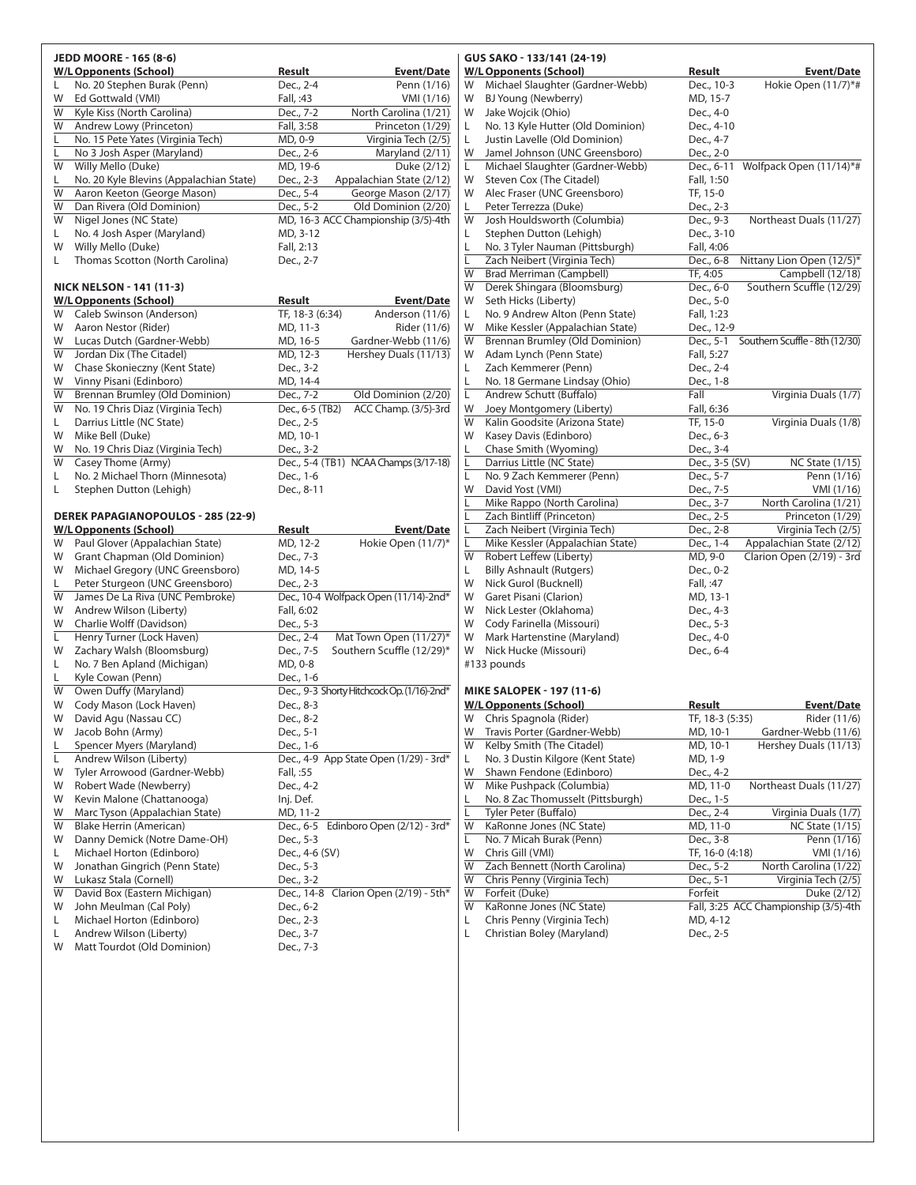### JEDD MOORE - 165 (8-6)

| W/L | Opponents (School) | Result | Event/Date |
|---|---|---|---|
| L | No. 20 Stephen Burak (Penn) | Dec., 2-4 | Penn (1/16) |
| W | Ed Gottwald (VMI) | Fall, :43 | VMI (1/16) |
| W | Kyle Kiss (North Carolina) | Dec., 7-2 | North Carolina (1/21) |
| W | Andrew Lowy (Princeton) | Fall, 3:58 | Princeton (1/29) |
| L | No. 15 Pete Yates (Virginia Tech) | MD, 0-9 | Virginia Tech (2/5) |
| L | No 3 Josh Asper (Maryland) | Dec., 2-6 | Maryland (2/11) |
| W | Willy Mello (Duke) | MD, 19-6 | Duke (2/12) |
| L | No. 20 Kyle Blevins (Appalachian State) | Dec., 2-3 | Appalachian State (2/12) |
| W | Aaron Keeton (George Mason) | Dec., 5-4 | George Mason (2/17) |
| W | Dan Rivera (Old Dominion) | Dec., 5-2 | Old Dominion (2/20) |
| W | Nigel Jones (NC State) | MD, 16-3 | ACC Championship (3/5)-4th |
| L | No. 4 Josh Asper (Maryland) | MD, 3-12 | |
| W | Willy Mello (Duke) | Fall, 2:13 | |
| L | Thomas Scotton (North Carolina) | Dec., 2-7 | |

### NICK NELSON - 141 (11-3)

| W/L | Opponents (School) | Result | Event/Date |
|---|---|---|---|
| W | Caleb Swinson (Anderson) | TF, 18-3 (6:34) | Anderson (11/6) |
| W | Aaron Nestor (Rider) | MD, 11-3 | Rider (11/6) |
| W | Lucas Dutch (Gardner-Webb) | MD, 16-5 | Gardner-Webb (11/6) |
| W | Jordan Dix (The Citadel) | MD, 12-3 | Hershey Duals (11/13) |
| W | Chase Skonieczny (Kent State) | Dec., 3-2 | |
| W | Vinny Pisani (Edinboro) | MD, 14-4 | |
| W | Brennan Brumley (Old Dominion) | Dec., 7-2 | Old Dominion (2/20) |
| W | No. 19 Chris Diaz (Virginia Tech) | Dec., 6-5 (TB2) | ACC Champ. (3/5)-3rd |
| L | Darrius Little (NC State) | Dec., 2-5 | |
| W | Mike Bell (Duke) | MD, 10-1 | |
| W | No. 19 Chris Diaz (Virginia Tech) | Dec., 3-2 | |
| W | Casey Thome (Army) | Dec., 5-4 (TB1) | NCAA Champs (3/17-18) |
| L | No. 2 Michael Thorn (Minnesota) | Dec., 1-6 | |
| L | Stephen Dutton (Lehigh) | Dec., 8-11 | |

### DEREK PAPAGIANOPOULOS - 285 (22-9)

| W/L | Opponents (School) | Result | Event/Date |
|---|---|---|---|
| W | Paul Glover (Appalachian State) | MD, 12-2 | Hokie Open (11/7)* |
| W | Grant Chapman (Old Dominion) | Dec., 7-3 | |
| W | Michael Gregory (UNC Greensboro) | MD, 14-5 | |
| L | Peter Sturgeon (UNC Greensboro) | Dec., 2-3 | |
| W | James De La Riva (UNC Pembroke) | Dec., 10-4 | Wolfpack Open (11/14)-2nd* |
| W | Andrew Wilson (Liberty) | Fall, 6:02 | |
| W | Charlie Wolff (Davidson) | Dec., 5-3 | |
| L | Henry Turner (Lock Haven) | Dec., 2-4 | Mat Town Open (11/27)* |
| W | Zachary Walsh (Bloomsburg) | Dec., 7-5 | Southern Scuffle (12/29)* |
| L | No. 7 Ben Apland (Michigan) | MD, 0-8 | |
| L | Kyle Cowan (Penn) | Dec., 1-6 | |
| W | Owen Duffy (Maryland) | Dec., 9-3 | Shorty Hitchcock Op. (1/16)-2nd* |
| W | Cody Mason (Lock Haven) | Dec., 8-3 | |
| W | David Agu (Nassau CC) | Dec., 8-2 | |
| W | Jacob Bohn (Army) | Dec., 5-1 | |
| L | Spencer Myers (Maryland) | Dec., 1-6 | |
| L | Andrew Wilson (Liberty) | Dec., 4-9 | App State Open (1/29) - 3rd* |
| W | Tyler Arrowood (Gardner-Webb) | Fall, :55 | |
| W | Robert Wade (Newberry) | Dec., 4-2 | |
| W | Kevin Malone (Chattanooga) | Inj. Def. | |
| W | Marc Tyson (Appalachian State) | MD, 11-2 | |
| W | Blake Herrin (American) | Dec., 6-5 | Edinboro Open (2/12) - 3rd* |
| W | Danny Demick (Notre Dame-OH) | Dec., 5-3 | |
| L | Michael Horton (Edinboro) | Dec., 4-6 (SV) | |
| W | Jonathan Gingrich (Penn State) | Dec., 5-3 | |
| W | Lukasz Stala (Cornell) | Dec., 3-2 | |
| W | David Box (Eastern Michigan) | Dec., 14-8 | Clarion Open (2/19) - 5th* |
| W | John Meulman (Cal Poly) | Dec., 6-2 | |
| L | Michael Horton (Edinboro) | Dec., 2-3 | |
| L | Andrew Wilson (Liberty) | Dec., 3-7 | |
| W | Matt Tourdot (Old Dominion) | Dec., 7-3 | |

### GUS SAKO - 133/141 (24-19)

| W/L | Opponents (School) | Result | Event/Date |
|---|---|---|---|
| W | Michael Slaughter (Gardner-Webb) | Dec., 10-3 | Hokie Open (11/7)*# |
| W | BJ Young (Newberry) | MD, 15-7 | |
| W | Jake Wojcik (Ohio) | Dec., 4-0 | |
| L | No. 13 Kyle Hutter (Old Dominion) | Dec., 4-10 | |
| L | Justin Lavelle (Old Dominion) | Dec., 4-7 | |
| W | Jamel Johnson (UNC Greensboro) | Dec., 2-0 | |
| L | Michael Slaughter (Gardner-Webb) | Dec., 6-11 | Wolfpack Open (11/14)*# |
| W | Steven Cox (The Citadel) | Fall, 1:50 | |
| W | Alec Fraser (UNC Greensboro) | TF, 15-0 | |
| L | Peter Terrezza (Duke) | Dec., 2-3 | |
| W | Josh Houldsworth (Columbia) | Dec., 9-3 | Northeast Duals (11/27) |
| L | Stephen Dutton (Lehigh) | Dec., 3-10 | |
| L | No. 3 Tyler Nauman (Pittsburgh) | Fall, 4:06 | |
| L | Zach Neibert (Virginia Tech) | Dec., 6-8 | Nittany Lion Open (12/5)* |
| W | Brad Merriman (Campbell) | TF, 4:05 | Campbell (12/18) |
| W | Derek Shingara (Bloomsburg) | Dec., 6-0 | Southern Scuffle (12/29) |
| W | Seth Hicks (Liberty) | Dec., 5-0 | |
| L | No. 9 Andrew Alton (Penn State) | Fall, 1:23 | |
| W | Mike Kessler (Appalachian State) | Dec., 12-9 | |
| W | Brennan Brumley (Old Dominion) | Dec., 5-1 | Southern Scuffle - 8th (12/30) |
| W | Adam Lynch (Penn State) | Fall, 5:27 | |
| L | Zach Kemmerer (Penn) | Dec., 2-4 | |
| L | No. 18 Germane Lindsay (Ohio) | Dec., 1-8 | |
| L | Andrew Schutt (Buffalo) | Fall | Virginia Duals (1/7) |
| W | Joey Montgomery (Liberty) | Fall, 6:36 | |
| W | Kalin Goodsite (Arizona State) | TF, 15-0 | Virginia Duals (1/8) |
| W | Kasey Davis (Edinboro) | Dec., 6-3 | |
| L | Chase Smith (Wyoming) | Dec., 3-4 | |
| L | Darrius Little (NC State) | Dec., 3-5 (SV) | NC State (1/15) |
| L | No. 9 Zach Kemmerer (Penn) | Dec., 5-7 | Penn (1/16) |
| W | David Yost (VMI) | Dec., 7-5 | VMI (1/16) |
| L | Mike Rappo (North Carolina) | Dec., 3-7 | North Carolina (1/21) |
| L | Zach Bintliff (Princeton) | Dec., 2-5 | Princeton (1/29) |
| L | Zach Neibert (Virginia Tech) | Dec., 2-8 | Virginia Tech (2/5) |
| L | Mike Kessler (Appalachian State) | Dec., 1-4 | Appalachian State (2/12) |
| W | Robert Leffew (Liberty) | MD, 9-0 | Clarion Open (2/19) - 3rd |
| L | Billy Ashnault (Rutgers) | Dec., 0-2 | |
| W | Nick Gurol (Bucknell) | Fall, :47 | |
| W | Garet Pisani (Clarion) | MD, 13-1 | |
| W | Nick Lester (Oklahoma) | Dec., 4-3 | |
| W | Cody Farinella (Missouri) | Dec., 5-3 | |
| W | Mark Hartenstine (Maryland) | Dec., 4-0 | |
| W | Nick Hucke (Missouri) | Dec., 6-4 | |

#133 pounds

### MIKE SALOPEK - 197 (11-6)

| W/L | Opponents (School) | Result | Event/Date |
|---|---|---|---|
| W | Chris Spagnola (Rider) | TF, 18-3 (5:35) | Rider (11/6) |
| W | Travis Porter (Gardner-Webb) | MD, 10-1 | Gardner-Webb (11/6) |
| W | Kelby Smith (The Citadel) | MD, 10-1 | Hershey Duals (11/13) |
| L | No. 3 Dustin Kilgore (Kent State) | MD, 1-9 | |
| W | Shawn Fendone (Edinboro) | Dec., 4-2 | |
| W | Mike Pushpack (Columbia) | MD, 11-0 | Northeast Duals (11/27) |
| L | No. 8 Zac Thomusselt (Pittsburgh) | Dec., 1-5 | |
| L | Tyler Peter (Buffalo) | Dec., 2-4 | Virginia Duals (1/7) |
| W | KaRonne Jones (NC State) | MD, 11-0 | NC State (1/15) |
| L | No. 7 Micah Burak (Penn) | Dec., 3-8 | Penn (1/16) |
| W | Chris Gill (VMI) | TF, 16-0 (4:18) | VMI (1/16) |
| W | Zach Bennett (North Carolina) | Dec., 5-2 | North Carolina (1/22) |
| W | Chris Penny (Virginia Tech) | Dec., 5-1 | Virginia Tech (2/5) |
| W | Forfeit (Duke) | Forfeit | Duke (2/12) |
| W | KaRonne Jones (NC State) | Fall, 3:25 | ACC Championship (3/5)-4th |
| L | Chris Penny (Virginia Tech) | MD, 4-12 | |
| L | Christian Boley (Maryland) | Dec., 2-5 | |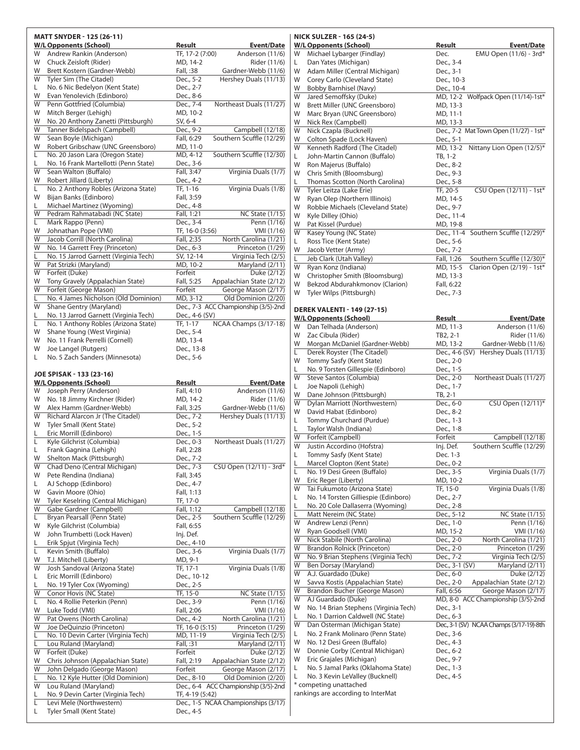### MATT SNYDER - 125 (26-11)

| W/L | Opponents (School) | Result | Event/Date |
|---|---|---|---|
| W | Andrew Rankin (Anderson) | TF, 17-2 (7:00) | Anderson (11/6) |
| W | Chuck Zeisloft (Rider) | MD, 14-2 | Rider (11/6) |
| W | Brett Kostern (Gardner-Webb) | Fall, :38 | Gardner-Webb (11/6) |
| W | Tyler Sim (The Citadel) | Dec., 5-2 | Hershey Duals (11/13) |
| L | No. 6 Nic Bedelyon (Kent State) | Dec., 2-7 | |
| W | Evan Yenolevich (Edinboro) | Dec., 8-6 | |
| W | Penn Gottfried (Columbia) | Dec., 7-4 | Northeast Duals (11/27) |
| W | Mitch Berger (Lehigh) | MD, 10-2 | |
| W | No. 20 Anthony Zanetti (Pittsburgh) | SV, 6-4 | |
| W | Tanner Bidelspach (Campbell) | Dec., 9-2 | Campbell (12/18) |
| W | Sean Boyle (Michigan) | Fall, 6:29 | Southern Scuffle (12/29) |
| W | Robert Gribschaw (UNC Greensboro) | MD, 11-0 | |
| L | No. 20 Jason Lara (Oregon State) | MD, 4-12 | Southern Scuffle (12/30) |
| L | No. 16 Frank Martellotti (Penn State) | Dec., 3-6 | |
| W | Sean Walton (Buffalo) | Fall, 3:47 | Virginia Duals (1/7) |
| W | Robert Jillard (Liberty) | Dec., 4-2 | |
| L | No. 2 Anthony Robles (Arizona State) | TF, 1-16 | Virginia Duals (1/8) |
| W | Bijan Banks (Edinboro) | Fall, 3:59 | |
| L | Michael Martinez (Wyoming) | Dec., 4-8 | |
| W | Pedram Rahmatabadi (NC State) | Fall, 1:21 | NC State (1/15) |
| L | Mark Rappo (Penn) | Dec., 3-4 | Penn (1/16) |
| W | Johnathan Pope (VMI) | TF, 16-0 (3:56) | VMI (1/16) |
| W | Jacob Corrill (North Carolina) | Fall, 2:25 | North Carolina (1/21) |
| W | No. 14 Garrett Frey (Princeton) | Dec., 6-3 | Princeton (1/29) |
| L | No. 15 Jarrod Garnett (Virginia Tech) | SV, 12-14 | Virginia Tech (2/5) |
| W | Pat Strizki (Maryland) | MD, 10-2 | Maryland (2/11) |
| W | Forfeit (Duke) | Forfeit | Duke (2/12) |
| W | Tony Gravely (Appalachian State) | Fall, 5:25 | Appalachian State (2/12) |
| W | Forfeit (George Mason) | Forfeit | George Mason (2/17) |
| L | No. 4 James Nicholson (Old Dominion) | MD, 3-12 | Old Dominion (2/20) |
| W | Shane Gentry (Maryland) | Dec., 7-3 | ACC Championship (3/5)-2nd |
| L | No. 13 Jarrod Garnett (Virginia Tech) | Dec., 4-6 (SV) | |
| L | No. 1 Anthony Robles (Arizona State) | TF, 1-17 | NCAA Champs (3/17-18) |
| W | Shane Young (West Virginia) | Dec., 5-4 | |
| W | No. 11 Frank Perrelli (Cornell) | MD, 13-4 | |
| W | Joe Langel (Rutgers) | Dec., 13-8 | |
| L | No. 5 Zach Sanders (Minnesota) | Dec., 5-6 | |

### JOE SPISAK - 133 (23-16)

| W/L | Opponents (School) | Result | Event/Date |
|---|---|---|---|
| W | Joseph Perry (Anderson) | Fall, 4:10 | Anderson (11/6) |
| W | No. 18 Jimmy Kirchner (Rider) | MD, 14-2 | Rider (11/6) |
| W | Alex Hamm (Gardner-Webb) | Fall, 3:25 | Gardner-Webb (11/6) |
| W | Richard Alarcon Jr (The Citadel) | Dec., 7-2 | Hershey Duals (11/13) |
| W | Tyler Small (Kent State) | Dec., 5-2 | |
| L | Eric Morrill (Edinboro) | Dec., 1-5 | |
| L | Kyle Gilchrist (Columbia) | Dec., 0-3 | Northeast Duals (11/27) |
| L | Frank Gagnina (Lehigh) | Fall, 2:28 | |
| W | Shelton Mack (Pittsburgh) | Dec., 7-2 | |
| W | Chad Deno (Central Michigan) | Dec., 7-3 | CSU Open (12/11) - 3rd* |
| W | Pete Rendina (Indiana) | Fall, 3:45 | |
| L | AJ Schopp (Edinboro) | Dec., 4-7 | |
| W | Gavin Moore (Ohio) | Fall, 1:13 | |
| W | Tyler Keselring (Central Michigan) | TF, 17-0 | |
| W | Gabe Gardner (Campbell) | Fall, 1:12 | Campbell (12/18) |
| L | Bryan Pearsall (Penn State) | Dec., 2-5 | Southern Scuffle (12/29) |
| W | Kyle Gilchrist (Columbia) | Fall, 6:55 | |
| W | John Trumbetti (Lock Haven) | Inj. Def. | |
| L | Erik Spjut (Virginia Tech) | Dec., 4-10 | |
| L | Kevin Smith (Buffalo) | Dec., 3-6 | Virginia Duals (1/7) |
| W | T.J. Mitchell (Liberty) | MD, 9-1 | |
| W | Josh Sandoval (Arizona State) | TF, 17-1 | Virginia Duals (1/8) |
| L | Eric Morrill (Edinboro) | Dec., 10-12 | |
| L | No. 19 Tyler Cox (Wyoming) | Dec., 2-5 | |
| W | Conor Hovis (NC State) | TF, 15-0 | NC State (1/15) |
| L | No. 4 Rollie Peterkin (Penn) | Dec., 3-9 | Penn (1/16) |
| W | Luke Todd (VMI) | Fall, 2:06 | VMI (1/16) |
| W | Pat Owens (North Carolina) | Dec., 4-2 | North Carolina (1/21) |
| W | Joe DeQuinzio (Princeton) | TF, 16-0 (5:15) | Princeton (1/29) |
| L | No. 10 Devin Carter (Virginia Tech) | MD, 11-19 | Virginia Tech (2/5) |
| L | Lou Ruland (Maryland) | Fall, :31 | Maryland (2/11) |
| W | Forfeit (Duke) | Forfeit | Duke (2/12) |
| W | Chris Johnson (Appalachian State) | Fall, 2:19 | Appalachian State (2/12) |
| W | John Delgado (George Mason) | Forfeit | George Mason (2/17) |
| L | No. 12 Kyle Hutter (Old Dominion) | Dec., 8-10 | Old Dominion (2/20) |
| W | Lou Ruland (Maryland) | Dec., 6-4 | ACC Championship (3/5)-2nd |
| L | No. 9 Devin Carter (Virginia Tech) | TF, 4-19 (5:42) | |
| L | Levi Mele (Northwestern) | Dec., 1-5 | NCAA Championships (3/17) |
| L | Tyler Small (Kent State) | Dec., 4-5 | |

### NICK SULZER - 165 (24-5)

| W/L | Opponents (School) | Result | Event/Date |
|---|---|---|---|
| W | Michael Lybarger (Findlay) | Dec. | EMU Open (11/6) - 3rd* |
| L | Dan Yates (Michigan) | Dec., 3-4 | |
| W | Adam Miller (Central Michigan) | Dec., 3-1 | |
| W | Corey Carlo (Cleveland State) | Dec., 10-3 | |
| W | Bobby Barnhisel (Navy) | Dec., 10-4 | |
| W | Jared Semoffsky (Duke) | MD, 12-2 | Wolfpack Open (11/14)-1st* |
| W | Brett Miller (UNC Greensboro) | MD, 13-3 | |
| W | Marc Bryan (UNC Greensboro) | MD, 11-1 | |
| W | Nick Rex (Campbell) | MD, 13-3 | |
| W | Nick Czapla (Bucknell) | Dec., 7-2 | Mat Town Open (11/27) - 1st* |
| W | Colton Spade (Lock Haven) | Dec., 5-1 | |
| W | Kenneth Radford (The Citadel) | MD, 13-2 | Nittany Lion Open (12/5)* |
| L | John-Martin Cannon (Buffalo) | TB, 1-2 | |
| W | Ron Majerus (Buffalo) | Dec., 8-2 | |
| W | Chris Smith (Bloomsburg) | Dec., 9-3 | |
| L | Thomas Scotton (North Carolina) | Dec., 5-8 | |
| W | Tyler Leitza (Lake Erie) | TF, 20-5 | CSU Open (12/11) - 1st* |
| W | Ryan Olep (Northern Illinois) | MD, 14-5 | |
| W | Robbie Michaels (Cleveland State) | Dec., 9-7 | |
| W | Kyle Dilley (Ohio) | Dec., 11-4 | |
| W | Pat Kissel (Purdue) | MD, 19-8 | |
| W | Kasey Young (NC State) | Dec., 11-4 | Southern Scuffle (12/29)* |
| L | Ross Tice (Kent State) | Dec., 5-6 | |
| W | Jacob Vetter (Army) | Dec., 7-2 | |
| L | Jeb Clark (Utah Valley) | Fall, 1:26 | Southern Scuffle (12/30)* |
| W | Ryan Konz (Indiana) | MD, 15-5 | Clarion Open (2/19) - 1st* |
| W | Christopher Smith (Bloomsburg) | MD, 13-3 | |
| W | Bekzod Abdurahkmonov (Clarion) | Fall, 6:22 | |
| W | Tyler Wilps (Pittsburgh) | Dec., 7-3 | |

### DEREK VALENTI - 149 (27-15)

| W/L | Opponents (School) | Result | Event/Date |
|---|---|---|---|
| W | Dan Telhada (Anderson) | MD, 11-3 | Anderson (11/6) |
| W | Zac Cibula (Rider) | TB2, 2-1 | Rider (11/6) |
| W | Morgan McDaniel (Gardner-Webb) | MD, 13-2 | Gardner-Webb (11/6) |
| L | Derek Royster (The Citadel) | Dec., 4-6 (SV) | Hershey Duals (11/13) |
| W | Tommy Sasfy (Kent State) | Dec., 2-0 | |
| L | No. 9 Torsten Gillespie (Edinboro) | Dec., 1-5 | |
| W | Steve Santos (Columbia) | Dec., 2-0 | Northeast Duals (11/27) |
| L | Joe Napoli (Lehigh) | Dec., 1-7 | |
| W | Dane Johnson (Pittsburgh) | TB, 2-1 | |
| W | Dylan Marriott (Northwestern) | Dec., 6-0 | CSU Open (12/11)* |
| W | David Habat (Edinboro) | Dec., 8-2 | |
| L | Tommy Churchard (Purdue) | Dec., 1-3 | |
| L | Taylor Walsh (Indiana) | Dec., 1-8 | |
| W | Forfeit (Campbell) | Forfeit | Campbell (12/18) |
| W | Justin Accordino (Hofstra) | Inj. Def. | Southern Scuffle (12/29) |
| L | Tommy Sasfy (Kent State) | Dec. 1-3 | |
| L | Marcel Clopton (Kent State) | Dec., 0-2 | |
| L | No. 19 Desi Green (Buffalo) | Dec., 3-5 | Virginia Duals (1/7) |
| W | Eric Reger (Liberty) | MD, 10-2 | |
| W | Tai Fukumoto (Arizona State) | TF, 15-0 | Virginia Duals (1/8) |
| L | No. 14 Torsten Gilliespie (Edinboro) | Dec., 2-7 | |
| L | No. 20 Cole Dallaserra (Wyoming) | Dec., 2-8 | |
| L | Matt Nereim (NC State) | Dec., 5-12 | NC State (1/15) |
| W | Andrew Lenzi (Penn) | Dec., 1-0 | Penn (1/16) |
| W | Ryan Goodsell (VMI) | MD, 15-2 | VMI (1/16) |
| W | Nick Stabile (North Carolina) | Dec., 2-0 | North Carolina (1/21) |
| W | Brandon Rolnick (Princeton) | Dec., 2-0 | Princeton (1/29) |
| W | No. 9 Brian Stephens (Virginia Tech) | Dec., 7-2 | Virginia Tech (2/5) |
| W | Ben Dorsay (Maryland) | Dec., 3-1 (SV) | Maryland (2/11) |
| W | A.J. Guardado (Duke) | Dec., 6-0 | Duke (2/12) |
| W | Savva Kostis (Appalachian State) | Dec., 2-0 | Appalachian State (2/12) |
| W | Brandon Bucher (George Mason) | Fall, 6:56 | George Mason (2/17) |
| W | AJ Guardado (Duke) | MD, 8-0 | ACC Championship (3/5)-2nd |
| W | No. 14 Brian Stephens (Virginia Tech) | Dec., 3-1 | |
| L | No. 1 Darrion Caldwell (NC State) | Dec., 6-3 | |
| W | Dan Osterman (Michigan State) | Dec., 3-1 (SV) | NCAA Champs (3/17-19)-8th |
| L | No. 2 Frank Molinaro (Penn State) | Dec., 3-6 | |
| W | No. 12 Desi Green (Buffalo) | Dec., 4-3 | |
| W | Donnie Corby (Central Michigan) | Dec., 6-2 | |
| W | Eric Grajales (Michigan) | Dec., 9-7 | |
| L | No. 5 Jamal Parks (Oklahoma State) | Dec., 1-3 | |
| L | No. 3 Kevin LeValley (Bucknell) | Dec., 4-5 | |

* competing unattached

rankings are according to InterMat